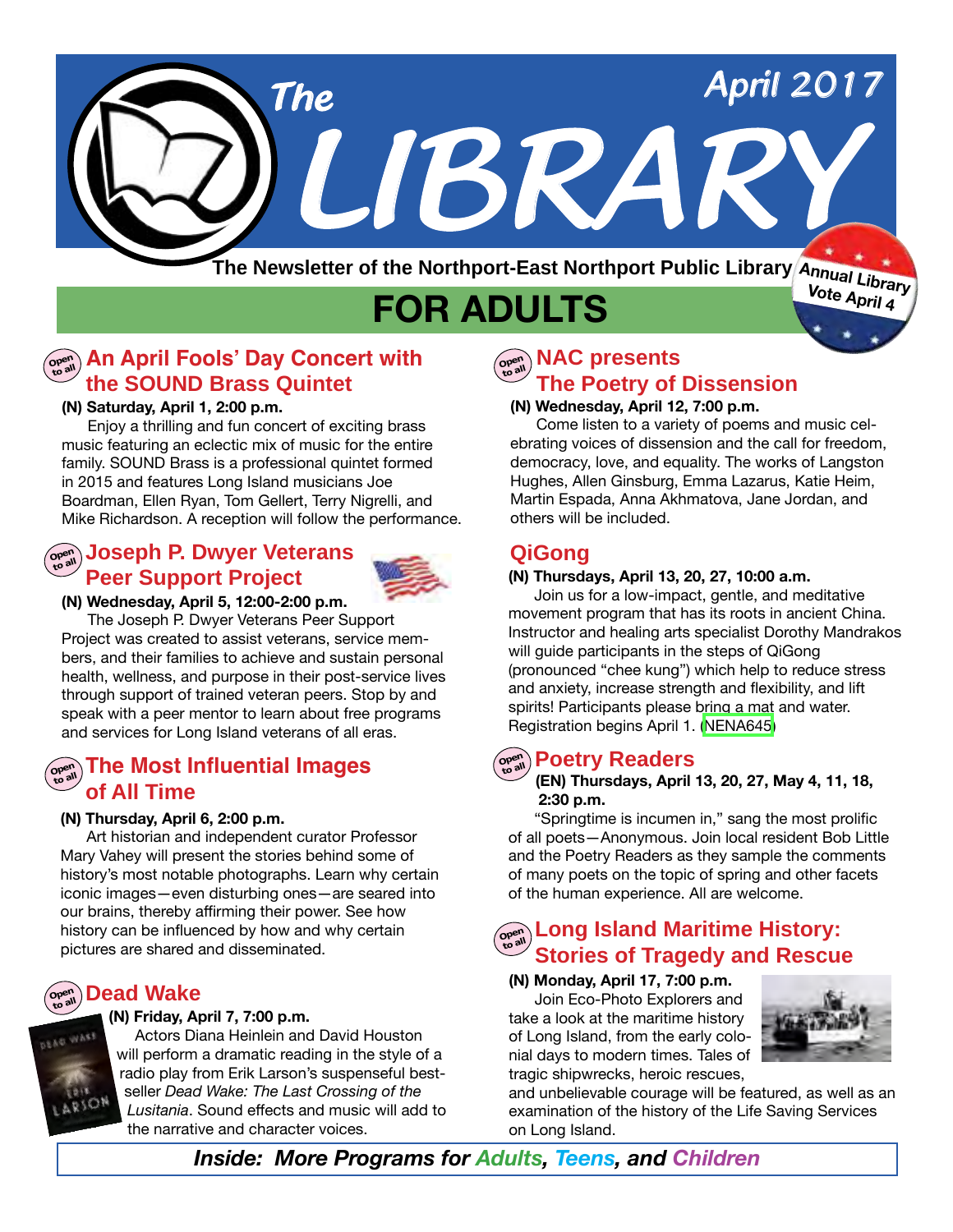# The LIBRARY

April 2017

The Newsletter of the Northport-East Northport Public Library

Annual Library Vote April 4

## FOR ADULTS

### An April Fools' Day Concert with the SOUND Brass Quintet

Open to all

**(N) Saturday, April 1, 2:00 p.m.**

Enjoy a thrilling and fun concert of exciting brass music featuring an eclectic mix of music for the entire family. SOUND Brass is a professional quintet formed in 2015 and features Long Island musicians Joe Boardman, Ellen Ryan, Tom Gellert, Terry Nigrelli, and Mike Richardson. A reception will follow the performance.

### Joseph P. Dwyer Veterans Peer Support Project

Open to all

**(N) Wednesday, April 5, 12:00-2:00 p.m.**

The Joseph P. Dwyer Veterans Peer Support Project was created to assist veterans, service members, and their families to achieve and sustain personal health, wellness, and purpose in their post-service lives through support of trained veteran peers. Stop by and speak with a peer mentor to learn about free programs and services for Long Island veterans of all eras.

### The Most Influential Images of All Time

Open to all

**(N) Thursday, April 6, 2:00 p.m.**

Art historian and independent curator Professor Mary Vahey will present the stories behind some of history's most notable photographs. Learn why certain iconic images—even disturbing ones—are seared into our brains, thereby affirming their power. See how history can be influenced by how and why certain pictures are shared and disseminated.

### Dead Wake

Open to all

**(N) Friday, April 7, 7:00 p.m.**

Actors Diana Heinlein and David Houston will perform a dramatic reading in the style of a radio play from Erik Larson's suspenseful best-seller *Dead Wake: The Last Crossing of the Lusitania*. Sound effects and music will add to the narrative and character voices.

### NAC presents The Poetry of Dissension

Open to all

**(N) Wednesday, April 12, 7:00 p.m.**

Come listen to a variety of poems and music celebrating voices of dissension and the call for freedom, democracy, love, and equality. The works of Langston Hughes, Allen Ginsburg, Emma Lazarus, Katie Heim, Martin Espada, Anna Akhmatova, Jane Jordan, and others will be included.

### QiGong

**(N) Thursdays, April 13, 20, 27, 10:00 a.m.**

Join us for a low-impact, gentle, and meditative movement program that has its roots in ancient China. Instructor and healing arts specialist Dorothy Mandrakos will guide participants in the steps of QiGong (pronounced "chee kung") which help to reduce stress and anxiety, increase strength and flexibility, and lift spirits! Participants please bring a mat and water. Registration begins April 1. (NENA645)

### Poetry Readers

Open to all

**(EN) Thursdays, April 13, 20, 27, May 4, 11, 18, 2:30 p.m.**

"Springtime is incumen in," sang the most prolific of all poets—Anonymous. Join local resident Bob Little and the Poetry Readers as they sample the comments of many poets on the topic of spring and other facets of the human experience. All are welcome.

### Long Island Maritime History: Stories of Tragedy and Rescue

Open to all

**(N) Monday, April 17, 7:00 p.m.**

Join Eco-Photo Explorers and take a look at the maritime history of Long Island, from the early colonial days to modern times. Tales of tragic shipwrecks, heroic rescues, and unbelievable courage will be featured, as well as an examination of the history of the Life Saving Services on Long Island.

***Inside: More Programs for Adults, Teens, and Children***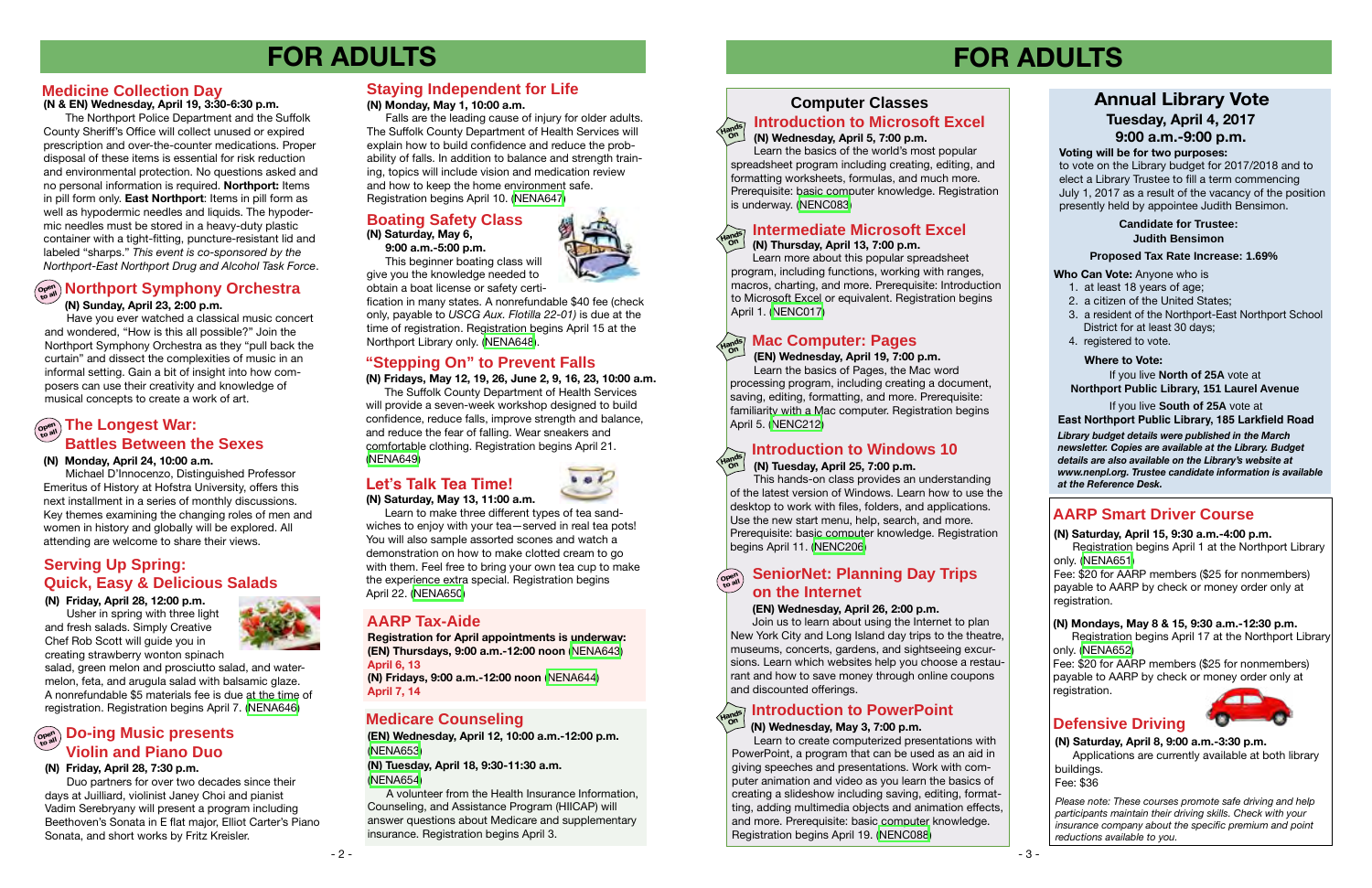# FOR ADULTS

## Medicine Collection Day

**(N & EN) Wednesday, April 19, 3:30-6:30 p.m.**

The Northport Police Department and the Suffolk County Sheriff's Office will collect unused or expired prescription and over-the-counter medications. Proper disposal of these items is essential for risk reduction and environmental protection. No questions asked and no personal information is required. **Northport:** Items in pill form only. **East Northport**: Items in pill form as well as hypodermic needles and liquids. The hypodermic needles must be stored in a heavy-duty plastic container with a tight-fitting, puncture-resistant lid and labeled "sharps." *This event is co-sponsored by the Northport-East Northport Drug and Alcohol Task Force*.

## Northport Symphony Orchestra

Open to all

**(N) Sunday, April 23, 2:00 p.m.**

Have you ever watched a classical music concert and wondered, "How is this all possible?" Join the Northport Symphony Orchestra as they "pull back the curtain" and dissect the complexities of music in an informal setting. Gain a bit of insight into how composers can use their creativity and knowledge of musical concepts to create a work of art.

## The Longest War: Battles Between the Sexes

Open to all

**(N) Monday, April 24, 10:00 a.m.**

Michael D'Innocenzo, Distinguished Professor Emeritus of History at Hofstra University, offers this next installment in a series of monthly discussions. Key themes examining the changing roles of men and women in history and globally will be explored. All attending are welcome to share their views.

## Serving Up Spring: Quick, Easy & Delicious Salads

**(N) Friday, April 28, 12:00 p.m.**

Usher in spring with three light and fresh salads. Simply Creative Chef Rob Scott will guide you in creating strawberry wonton spinach salad, green melon and prosciutto salad, and watermelon, feta, and arugula salad with balsamic glaze. A nonrefundable $5 materials fee is due at the time of registration. Registration begins April 7. (NENA646)

## Do-ing Music presents Violin and Piano Duo

Open to all

**(N) Friday, April 28, 7:30 p.m.**

Duo partners for over two decades since their days at Juilliard, violinist Janey Choi and pianist Vadim Serebryany will present a program including Beethoven's Sonata in E flat major, Elliot Carter's Piano Sonata, and short works by Fritz Kreisler.

## Staying Independent for Life

**(N) Monday, May 1, 10:00 a.m.**

Falls are the leading cause of injury for older adults. The Suffolk County Department of Health Services will explain how to build confidence and reduce the probability of falls. In addition to balance and strength training, topics will include vision and medication review and how to keep the home environment safe. Registration begins April 10. (NENA647)

## Boating Safety Class

**(N) Saturday, May 6, 9:00 a.m.-5:00 p.m.**

This beginner boating class will give you the knowledge needed to obtain a boat license or safety certification in many states. A nonrefundable $40 fee (check only, payable to *USCG Aux. Flotilla 22-01)* is due at the time of registration. Registration begins April 15 at the Northport Library only. (NENA648).

## "Stepping On" to Prevent Falls

**(N) Fridays, May 12, 19, 26, June 2, 9, 16, 23, 10:00 a.m.**

The Suffolk County Department of Health Services will provide a seven-week workshop designed to build confidence, reduce falls, improve strength and balance, and reduce the fear of falling. Wear sneakers and comfortable clothing. Registration begins April 21. (NENA649)

## Let's Talk Tea Time!

**(N) Saturday, May 13, 11:00 a.m.**

Learn to make three different types of tea sandwiches to enjoy with your tea—served in real tea pots! You will also sample assorted scones and watch a demonstration on how to make clotted cream to go with them. Feel free to bring your own tea cup to make the experience extra special. Registration begins April 22. (NENA650)

## AARP Tax-Aide

**Registration for April appointments is underway:**
**(EN) Thursdays, 9:00 a.m.-12:00 noon** (NENA643)
**April 6, 13**
**(N) Fridays, 9:00 a.m.-12:00 noon** (NENA644)
**April 7, 14**

## Medicare Counseling

**(EN) Wednesday, April 12, 10:00 a.m.-12:00 p.m.** (NENA653)

**(N) Tuesday, April 18, 9:30-11:30 a.m.** (NENA654)

A volunteer from the Health Insurance Information, Counseling, and Assistance Program (HIICAP) will answer questions about Medicare and supplementary insurance. Registration begins April 3.

# FOR ADULTS

## Computer Classes

### Introduction to Microsoft Excel

Hands On

**(N) Wednesday, April 5, 7:00 p.m.**

Learn the basics of the world's most popular spreadsheet program including creating, editing, and formatting worksheets, formulas, and much more. Prerequisite: basic computer knowledge. Registration is underway. (NENC083)

### Intermediate Microsoft Excel

Hands On

**(N) Thursday, April 13, 7:00 p.m.**

Learn more about this popular spreadsheet program, including functions, working with ranges, macros, charting, and more. Prerequisite: Introduction to Microsoft Excel or equivalent. Registration begins April 1. (NENC017)

### Mac Computer: Pages

Hands On

**(EN) Wednesday, April 19, 7:00 p.m.**

Learn the basics of Pages, the Mac word processing program, including creating a document, saving, editing, formatting, and more. Prerequisite: familiarity with a Mac computer. Registration begins April 5. (NENC212)

### Introduction to Windows 10

Hands On

**(N) Tuesday, April 25, 7:00 p.m.**

This hands-on class provides an understanding of the latest version of Windows. Learn how to use the desktop to work with files, folders, and applications. Use the new start menu, help, search, and more. Prerequisite: basic computer knowledge. Registration begins April 11. (NENC206)

### SeniorNet: Planning Day Trips on the Internet

Open to all

**(EN) Wednesday, April 26, 2:00 p.m.**

Join us to learn about using the Internet to plan New York City and Long Island day trips to the theatre, museums, concerts, gardens, and sightseeing excursions. Learn which websites help you choose a restaurant and how to save money through online coupons and discounted offerings.

### Introduction to PowerPoint

Hands On

**(N) Wednesday, May 3, 7:00 p.m.**

Learn to create computerized presentations with PowerPoint, a program that can be used as an aid in giving speeches and presentations. Work with computer animation and video as you learn the basics of creating a slideshow including saving, editing, formatting, adding multimedia objects and animation effects, and more. Prerequisite: basic computer knowledge. Registration begins April 19. (NENC088)

## Annual Library Vote

**Tuesday, April 4, 2017**
**9:00 a.m.-9:00 p.m.**

**Voting will be for two purposes:**
to vote on the Library budget for 2017/2018 and to elect a Library Trustee to fill a term commencing July 1, 2017 as a result of the vacancy of the position presently held by appointee Judith Bensimon.

**Candidate for Trustee:**
**Judith Bensimon**

**Proposed Tax Rate Increase: 1.69%**

**Who Can Vote:** Anyone who is

1. at least 18 years of age;
2. a citizen of the United States;
3. a resident of the Northport-East Northport School District for at least 30 days;
4. registered to vote.

**Where to Vote:**

If you live **North of 25A** vote at
**Northport Public Library, 151 Laurel Avenue**

If you live **South of 25A** vote at
**East Northport Public Library, 185 Larkfield Road**

***Library budget details were published in the March newsletter. Copies are available at the Library. Budget details are also available on the Library's website at www.nenpl.org. Trustee candidate information is available at the Reference Desk.***

## AARP Smart Driver Course

**(N) Saturday, April 15, 9:30 a.m.-4:00 p.m.**

Registration begins April 1 at the Northport Library only. (NENA651)
Fee: $20 for AARP members ($25 for nonmembers) payable to AARP by check or money order only at registration.

**(N) Mondays, May 8 & 15, 9:30 a.m.-12:30 p.m.**

Registration begins April 17 at the Northport Library only. (NENA652)
Fee: $20 for AARP members ($25 for nonmembers) payable to AARP by check or money order only at registration.

## Defensive Driving

**(N) Saturday, April 8, 9:00 a.m.-3:30 p.m.**

Applications are currently available at both library buildings.
Fee: $36

*Please note: These courses promote safe driving and help participants maintain their driving skills. Check with your insurance company about the specific premium and point reductions available to you.*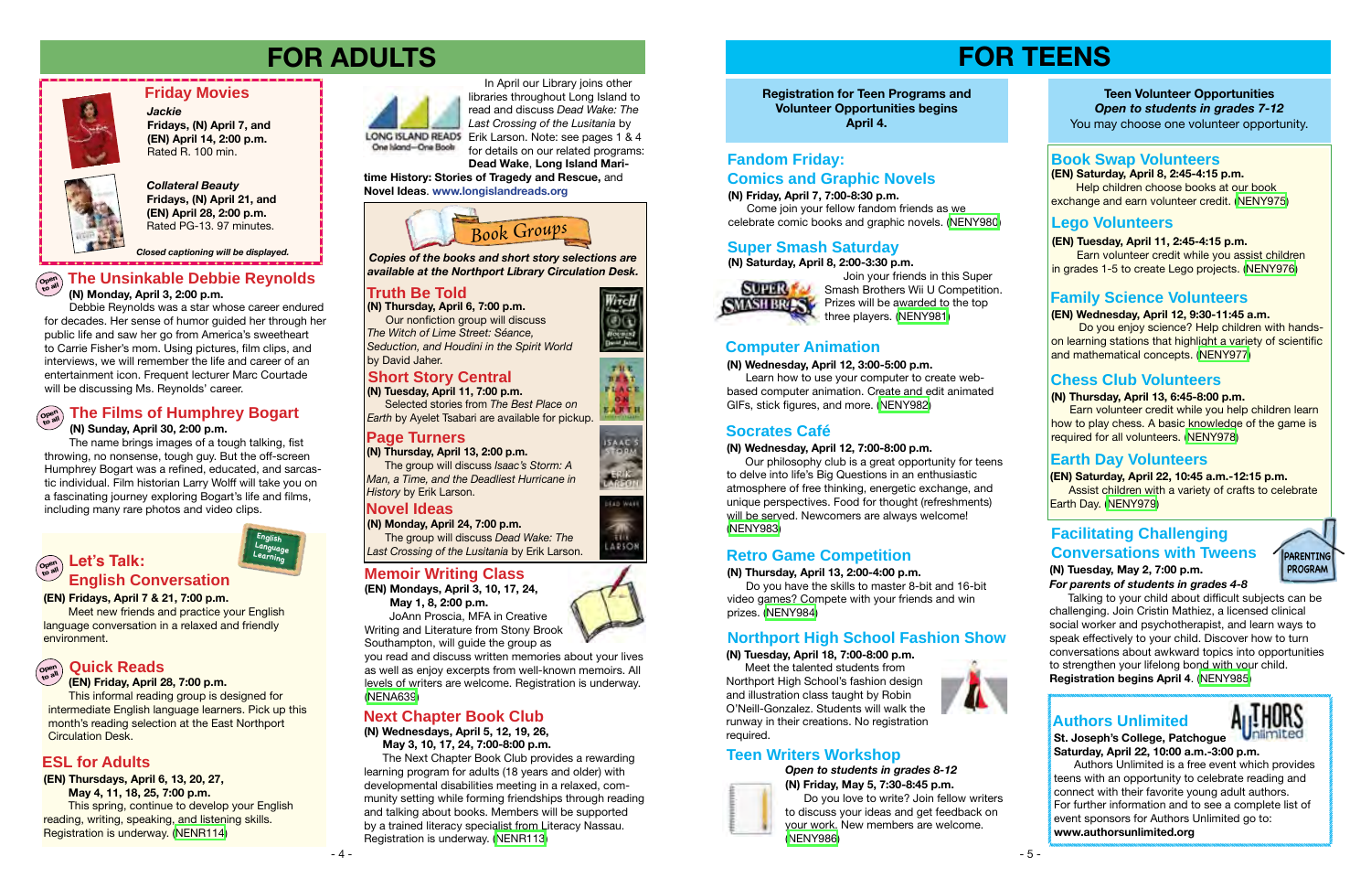# FOR ADULTS

## Friday Movies

***Jackie***
**Fridays, (N) April 7, and (EN) April 14, 2:00 p.m.**
Rated R. 100 min.

***Collateral Beauty***
**Fridays, (N) April 21, and (EN) April 28, 2:00 p.m.**
Rated PG-13. 97 minutes.

***Closed captioning will be displayed.***

## The Unsinkable Debbie Reynolds

Open to all

**(N) Monday, April 3, 2:00 p.m.**

Debbie Reynolds was a star whose career endured for decades. Her sense of humor guided her through her public life and saw her go from America's sweetheart to Carrie Fisher's mom. Using pictures, film clips, and interviews, we will remember the life and career of an entertainment icon. Frequent lecturer Marc Courtade will be discussing Ms. Reynolds' career.

## The Films of Humphrey Bogart

Open to all

**(N) Sunday, April 30, 2:00 p.m.**

The name brings images of a tough talking, fist throwing, no nonsense, tough guy. But the off-screen Humphrey Bogart was a refined, educated, and sarcastic individual. Film historian Larry Wolff will take you on a fascinating journey exploring Bogart's life and films, including many rare photos and video clips.

## Let's Talk: English Conversation

Open to all

English Language Learning

**(EN) Fridays, April 7 & 21, 7:00 p.m.**

Meet new friends and practice your English language conversation in a relaxed and friendly environment.

## Quick Reads

Open to all

**(EN) Friday, April 28, 7:00 p.m.**

This informal reading group is designed for intermediate English language learners. Pick up this month's reading selection at the East Northport Circulation Desk.

## ESL for Adults

**(EN) Thursdays, April 6, 13, 20, 27, May 4, 11, 18, 25, 7:00 p.m.**

This spring, continue to develop your English reading, writing, speaking, and listening skills. Registration is underway. (NENR114)

LONG ISLAND READS One Island—One Book

In April our Library joins other libraries throughout Long Island to read and discuss *Dead Wake: The Last Crossing of the Lusitania* by Erik Larson. Note: see pages 1 & 4 for details on our related programs: **Dead Wake**, **Long Island Maritime History: Stories of Tragedy and Rescue,** and **Novel Ideas**. **www.longislandreads.org**

## Book Groups

***Copies of the books and short story selections are available at the Northport Library Circulation Desk.***

### Truth Be Told

**(N) Thursday, April 6, 7:00 p.m.**

Our nonfiction group will discuss *The Witch of Lime Street: Séance, Seduction, and Houdini in the Spirit World* by David Jaher.

### Short Story Central

**(N) Tuesday, April 11, 7:00 p.m.**

Selected stories from *The Best Place on Earth* by Ayelet Tsabari are available for pickup.

### Page Turners

**(N) Thursday, April 13, 2:00 p.m.**

The group will discuss *Isaac's Storm: A Man, a Time, and the Deadliest Hurricane in History* by Erik Larson.

### Novel Ideas

**(N) Monday, April 24, 7:00 p.m.**

The group will discuss *Dead Wake: The Last Crossing of the Lusitania* by Erik Larson.

## Memoir Writing Class

**(EN) Mondays, April 3, 10, 17, 24, May 1, 8, 2:00 p.m.**

JoAnn Proscia, MFA in Creative Writing and Literature from Stony Brook Southampton, will guide the group as you read and discuss written memories about your lives as well as enjoy excerpts from well-known memoirs. All levels of writers are welcome. Registration is underway. (NENA639)

## Next Chapter Book Club

**(N) Wednesdays, April 5, 12, 19, 26, May 3, 10, 17, 24, 7:00-8:00 p.m.**

The Next Chapter Book Club provides a rewarding learning program for adults (18 years and older) with developmental disabilities meeting in a relaxed, community setting while forming friendships through reading and talking about books. Members will be supported by a trained literacy specialist from Literacy Nassau. Registration is underway. (NENR113)

# FOR TEENS

**Registration for Teen Programs and Volunteer Opportunities begins April 4.**

## Fandom Friday: Comics and Graphic Novels

**(N) Friday, April 7, 7:00-8:30 p.m.**

Come join your fellow fandom friends as we celebrate comic books and graphic novels. (NENY980)

## Super Smash Saturday

**(N) Saturday, April 8, 2:00-3:30 p.m.**

Join your friends in this Super Smash Brothers Wii U Competition. Prizes will be awarded to the top three players. (NENY981)

## Computer Animation

**(N) Wednesday, April 12, 3:00-5:00 p.m.**

Learn how to use your computer to create web-based computer animation. Create and edit animated GIFs, stick figures, and more. (NENY982)

## Socrates Café

**(N) Wednesday, April 12, 7:00-8:00 p.m.**

Our philosophy club is a great opportunity for teens to delve into life's Big Questions in an enthusiastic atmosphere of free thinking, energetic exchange, and unique perspectives. Food for thought (refreshments) will be served. Newcomers are always welcome! (NENY983)

## Retro Game Competition

**(N) Thursday, April 13, 2:00-4:00 p.m.**

Do you have the skills to master 8-bit and 16-bit video games? Compete with your friends and win prizes. (NENY984)

## Northport High School Fashion Show

**(N) Tuesday, April 18, 7:00-8:00 p.m.**

Meet the talented students from Northport High School's fashion design and illustration class taught by Robin O'Neill-Gonzalez. Students will walk the runway in their creations. No registration required.

## Teen Writers Workshop

***Open to students in grades 8-12***
**(N) Friday, May 5, 7:30-8:45 p.m.**

Do you love to write? Join fellow writers to discuss your ideas and get feedback on your work. New members are welcome. (NENY986)

**Teen Volunteer Opportunities**
***Open to students in grades 7-12***
You may choose one volunteer opportunity.

## Book Swap Volunteers

**(EN) Saturday, April 8, 2:45-4:15 p.m.**

Help children choose books at our book exchange and earn volunteer credit. (NENY975)

## Lego Volunteers

**(EN) Tuesday, April 11, 2:45-4:15 p.m.**

Earn volunteer credit while you assist children in grades 1-5 to create Lego projects. (NENY976)

## Family Science Volunteers

**(EN) Wednesday, April 12, 9:30-11:45 a.m.**

Do you enjoy science? Help children with hands-on learning stations that highlight a variety of scientific and mathematical concepts. (NENY977)

## Chess Club Volunteers

**(N) Thursday, April 13, 6:45-8:00 p.m.**

Earn volunteer credit while you help children learn how to play chess. A basic knowledge of the game is required for all volunteers. (NENY978)

## Earth Day Volunteers

**(EN) Saturday, April 22, 10:45 a.m.-12:15 p.m.**

Assist children with a variety of crafts to celebrate Earth Day. (NENY979)

## Facilitating Challenging Conversations with Tweens

PARENTING PROGRAM

**(N) Tuesday, May 2, 7:00 p.m.**
***For parents of students in grades 4-8***

Talking to your child about difficult subjects can be challenging. Join Cristin Mathiez, a licensed clinical social worker and psychotherapist, and learn ways to speak effectively to your child. Discover how to turn conversations about awkward topics into opportunities to strengthen your lifelong bond with your child. **Registration begins April 4.** (NENY985)

## Authors Unlimited

**St. Joseph's College, Patchogue**
**Saturday, April 22, 10:00 a.m.-3:00 p.m.**

Authors Unlimited is a free event which provides teens with an opportunity to celebrate reading and connect with their favorite young adult authors. For further information and to see a complete list of event sponsors for Authors Unlimited go to: **www.authorsunlimited.org**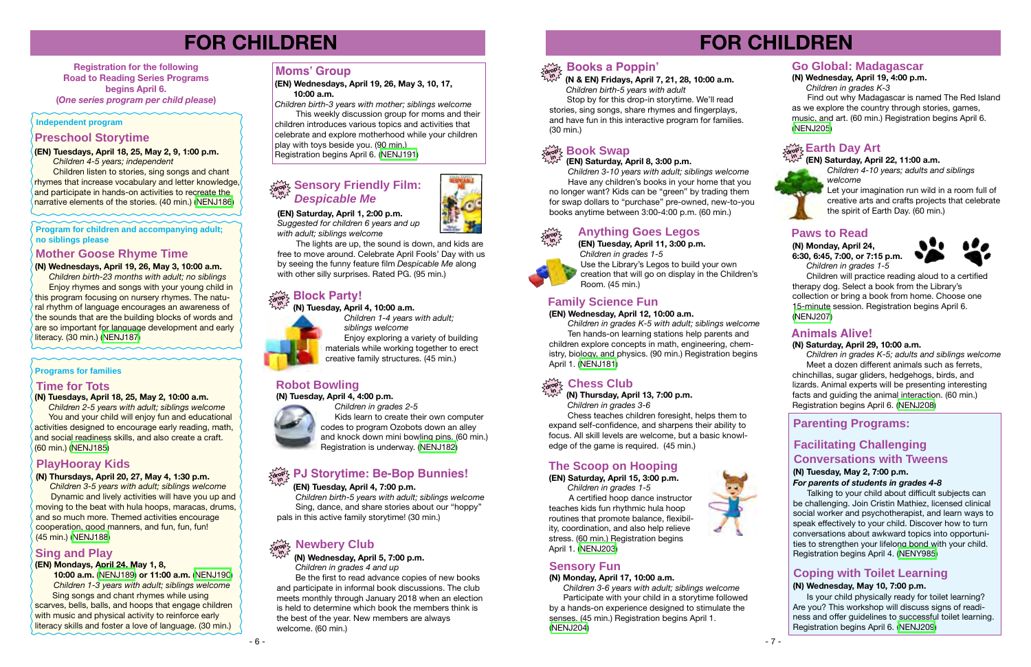# FOR CHILDREN

**Registration for the following Road to Reading Series Programs begins April 6. (*One series program per child please*)**

**Independent program**

## Preschool Storytime

**(EN) Tuesdays, April 18, 25, May 2, 9, 1:00 p.m.**
*Children 4-5 years; independent*
Children listen to stories, sing songs and chant rhymes that increase vocabulary and letter knowledge, and participate in hands-on activities to recreate the narrative elements of the stories. (40 min.) (NENJ186)

**Program for children and accompanying adult; no siblings please**

## Mother Goose Rhyme Time

**(N) Wednesdays, April 19, 26, May 3, 10:00 a.m.**
*Children birth-23 months with adult; no siblings*
Enjoy rhymes and songs with your young child in this program focusing on nursery rhymes. The natural rhythm of language encourages an awareness of the sounds that are the building blocks of words and are so important for language development and early literacy. (30 min.) (NENJ187)

**Programs for families**

## Time for Tots

**(N) Tuesdays, April 18, 25, May 2, 10:00 a.m.**
*Children 2-5 years with adult; siblings welcome*
You and your child will enjoy fun and educational activities designed to encourage early reading, math, and social readiness skills, and also create a craft. (60 min.) (NENJ185)

## PlayHooray Kids

**(N) Thursdays, April 20, 27, May 4, 1:30 p.m.**
*Children 3-5 years with adult; siblings welcome*
Dynamic and lively activities will have you up and moving to the beat with hula hoops, maracas, drums, and so much more. Themed activities encourage cooperation, good manners, and fun, fun, fun! (45 min.) (NENJ188)

## Sing and Play

**(EN) Mondays, April 24, May 1, 8, 10:00 a.m. (NENJ189) or 11:00 a.m. (NENJ190)**
*Children 1-3 years with adult; siblings welcome*
Sing songs and chant rhymes while using scarves, bells, balls, and hoops that engage children with music and physical activity to reinforce early literacy skills and foster a love of language. (30 min.)

## Moms' Group

**(EN) Wednesdays, April 19, 26, May 3, 10, 17, 10:00 a.m.**
*Children birth-3 years with mother; siblings welcome*
This weekly discussion group for moms and their children introduces various topics and activities that celebrate and explore motherhood while your children play with toys beside you. (90 min.) Registration begins April 6. (NENJ191)

## Sensory Friendly Film: *Despicable Me*

**(EN) Saturday, April 1, 2:00 p.m.**
*Suggested for children 6 years and up with adult; siblings welcome*
The lights are up, the sound is down, and kids are free to move around. Celebrate April Fools' Day with us by seeing the funny feature film *Despicable Me* along with other silly surprises. Rated PG. (95 min.)

## Block Party!

**(N) Tuesday, April 4, 10:00 a.m.**
*Children 1-4 years with adult; siblings welcome*
Enjoy exploring a variety of building materials while working together to erect creative family structures. (45 min.)

## Robot Bowling

**(N) Tuesday, April 4, 4:00 p.m.**
*Children in grades 2-5*
Kids learn to create their own computer codes to program Ozobots down an alley and knock down mini bowling pins. (60 min.) Registration is underway. (NENJ182)

## PJ Storytime: Be-Bop Bunnies!

**(EN) Tuesday, April 4, 7:00 p.m.**
*Children birth-5 years with adult; siblings welcome*
Sing, dance, and share stories about our "hoppy" pals in this active family storytime! (30 min.)

## Newbery Club

**(N) Wednesday, April 5, 7:00 p.m.**
*Children in grades 4 and up*
Be the first to read advance copies of new books and participate in informal book discussions. The club meets monthly through January 2018 when an election is held to determine which book the members think is the best of the year. New members are always welcome. (60 min.)

# FOR CHILDREN

## Books a Poppin'

**(N & EN) Fridays, April 7, 21, 28, 10:00 a.m.**
*Children birth-5 years with adult*
Stop by for this drop-in storytime. We'll read stories, sing songs, share rhymes and fingerplays, and have fun in this interactive program for families. (30 min.)

## Book Swap

**(EN) Saturday, April 8, 3:00 p.m.**
*Children 3-10 years with adult; siblings welcome*
Have any children's books in your home that you no longer want? Kids can be "green" by trading them for swap dollars to "purchase" pre-owned, new-to-you books anytime between 3:00-4:00 p.m. (60 min.)

## Anything Goes Legos

**(EN) Tuesday, April 11, 3:00 p.m.**
*Children in grades 1-5*
Use the Library's Legos to build your own creation that will go on display in the Children's Room. (45 min.)

## Family Science Fun

**(EN) Wednesday, April 12, 10:00 a.m.**
*Children in grades K-5 with adult; siblings welcome*
Ten hands-on learning stations help parents and children explore concepts in math, engineering, chemistry, biology, and physics. (90 min.) Registration begins April 1. (NENJ181)

## Chess Club

**(N) Thursday, April 13, 7:00 p.m.**
*Children in grades 3-6*
Chess teaches children foresight, helps them to expand self-confidence, and sharpens their ability to focus. All skill levels are welcome, but a basic knowledge of the game is required. (45 min.)

## The Scoop on Hooping

**(EN) Saturday, April 15, 3:00 p.m.**
*Children in grades 1-5*
A certified hoop dance instructor teaches kids fun rhythmic hula hoop routines that promote balance, flexibility, coordination, and also help relieve stress. (60 min.) Registration begins April 1. (NENJ203)

## Sensory Fun

**(N) Monday, April 17, 10:00 a.m.**
*Children 3-6 years with adult; siblings welcome*
Participate with your child in a storytime followed by a hands-on experience designed to stimulate the senses. (45 min.) Registration begins April 1. (NENJ204)

## Go Global: Madagascar

**(N) Wednesday, April 19, 4:00 p.m.**
*Children in grades K-3*
Find out why Madagascar is named The Red Island as we explore the country through stories, games, music, and art. (60 min.) Registration begins April 6. (NENJ205)

## Earth Day Art

**(EN) Saturday, April 22, 11:00 a.m.**
*Children 4-10 years; adults and siblings welcome*
Let your imagination run wild in a room full of creative arts and crafts projects that celebrate the spirit of Earth Day. (60 min.)

## Paws to Read

**(N) Monday, April 24, 6:30, 6:45, 7:00, or 7:15 p.m.**
*Children in grades 1-5*
Children will practice reading aloud to a certified therapy dog. Select a book from the Library's collection or bring a book from home. Choose one 15-minute session. Registration begins April 6. (NENJ207)

## Animals Alive!

**(N) Saturday, April 29, 10:00 a.m.**
*Children in grades K-5; adults and siblings welcome*
Meet a dozen different animals such as ferrets, chinchillas, sugar gliders, hedgehogs, birds, and lizards. Animal experts will be presenting interesting facts and guiding the animal interaction. (60 min.) Registration begins April 6. (NENJ208)

## Parenting Programs:

### Facilitating Challenging Conversations with Tweens

**(N) Tuesday, May 2, 7:00 p.m.**
***For parents of students in grades 4-8***
Talking to your child about difficult subjects can be challenging. Join Cristin Mathiez, licensed clinical social worker and psychotherapist, and learn ways to speak effectively to your child. Discover how to turn conversations about awkward topics into opportunities to strengthen your lifelong bond with your child. Registration begins April 4. (NENY985)

### Coping with Toilet Learning

**(N) Wednesday, May 10, 7:00 p.m.**
Is your child physically ready for toilet learning? Are you? This workshop will discuss signs of readiness and offer guidelines to successful toilet learning. Registration begins April 6. (NENJ209)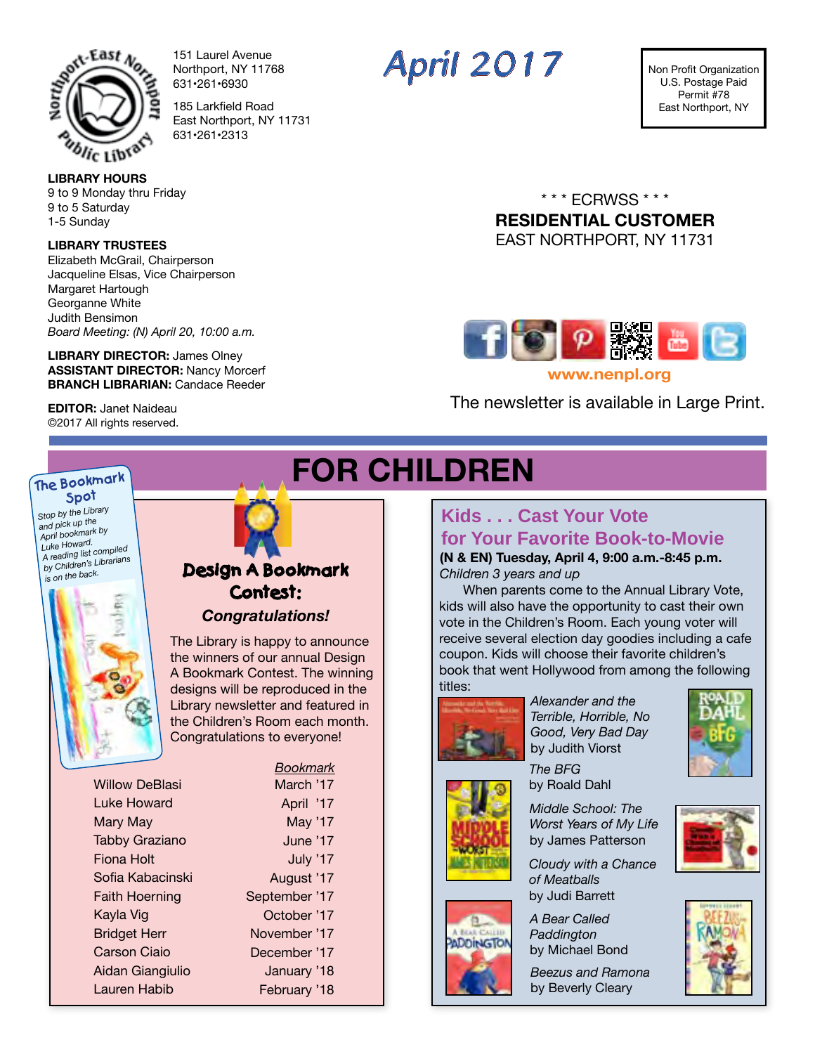151 Laurel Avenue
Northport, NY 11768
631•261•6930

185 Larkfield Road
East Northport, NY 11731
631•261•2313

# April 2017

Non Profit Organization
U.S. Postage Paid
Permit #78
East Northport, NY

**LIBRARY HOURS**
9 to 9 Monday thru Friday
9 to 5 Saturday
1-5 Sunday

**LIBRARY TRUSTEES**
Elizabeth McGrail, Chairperson
Jacqueline Elsas, Vice Chairperson
Margaret Hartough
Georganne White
Judith Bensimon
*Board Meeting: (N) April 20, 10:00 a.m.*

**LIBRARY DIRECTOR:** James Olney
**ASSISTANT DIRECTOR:** Nancy Morcerf
**BRANCH LIBRARIAN:** Candace Reeder

**EDITOR:** Janet Naideau
©2017 All rights reserved.

\* \* \* ECRWSS \* \* \*
**RESIDENTIAL CUSTOMER**
EAST NORTHPORT, NY 11731

**www.nenpl.org**

The newsletter is available in Large Print.

# FOR CHILDREN

## The Bookmark Spot

Stop by the Library and pick up the April bookmark by Luke Howard. A reading list compiled by Children's Librarians is on the back.

## Design A Bookmark Contest:

### *Congratulations!*

The Library is happy to announce the winners of our annual Design A Bookmark Contest. The winning designs will be reproduced in the Library newsletter and featured in the Children's Room each month. Congratulations to everyone!

| | Bookmark |
|---|---|
| Willow DeBlasi | March '17 |
| Luke Howard | April '17 |
| Mary May | May '17 |
| Tabby Graziano | June '17 |
| Fiona Holt | July '17 |
| Sofia Kabacinski | August '17 |
| Faith Hoerning | September '17 |
| Kayla Vig | October '17 |
| Bridget Herr | November '17 |
| Carson Ciaio | December '17 |
| Aidan Giangiulio | January '18 |
| Lauren Habib | February '18 |

## Kids . . . Cast Your Vote for Your Favorite Book-to-Movie

**(N & EN) Tuesday, April 4, 9:00 a.m.-8:45 p.m.**
*Children 3 years and up*

When parents come to the Annual Library Vote, kids will also have the opportunity to cast their own vote in the Children's Room. Each young voter will receive several election day goodies including a cafe coupon. Kids will choose their favorite children's book that went Hollywood from among the following titles:

*Alexander and the Terrible, Horrible, No Good, Very Bad Day* by Judith Viorst

*The BFG* by Roald Dahl

*Middle School: The Worst Years of My Life* by James Patterson

*Cloudy with a Chance of Meatballs* by Judi Barrett

*A Bear Called Paddington* by Michael Bond

*Beezus and Ramona* by Beverly Cleary